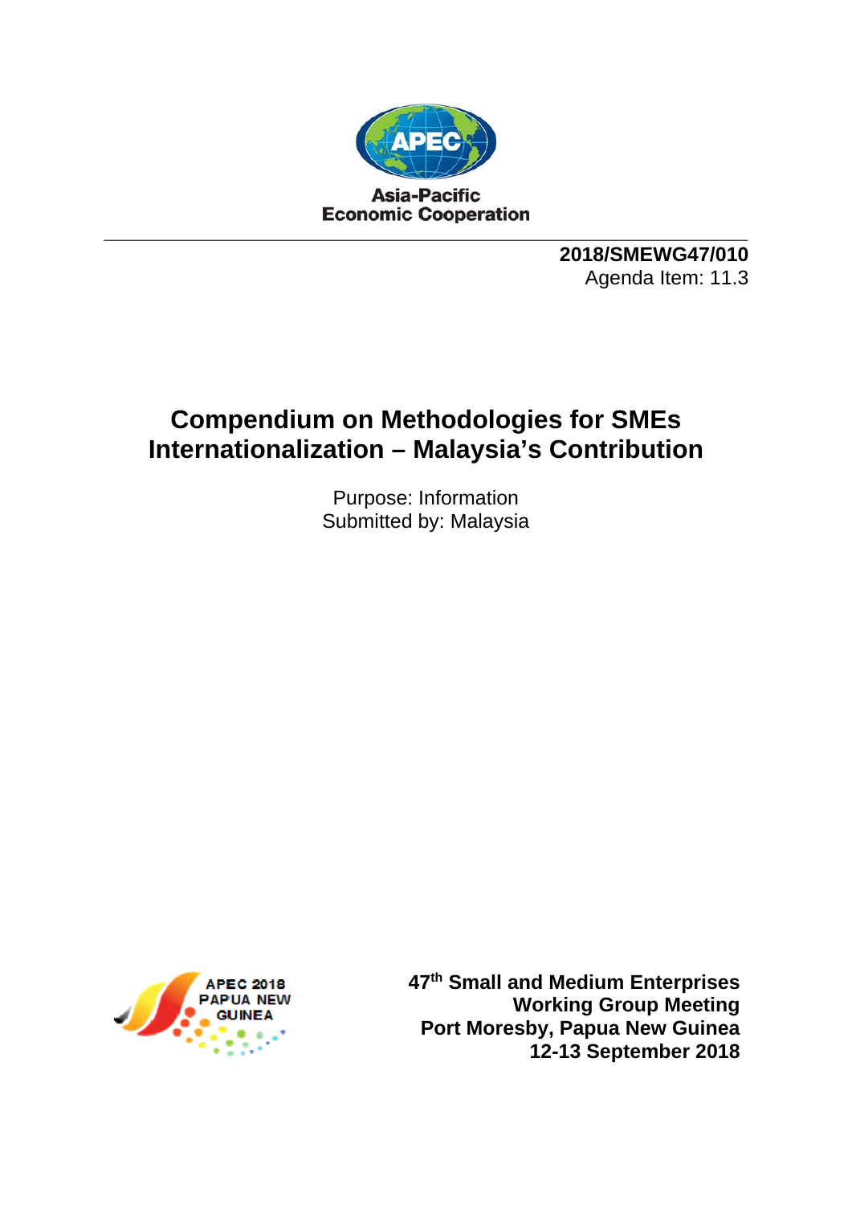Asia-Pacific
Economic Cooperation

---

**2018/SMEWG47/010**
Agenda Item: 11.3

# Compendium on Methodologies for SMEs Internationalization – Malaysia's Contribution

Purpose: Information
Submitted by: Malaysia

APEC 2018 PAPUA NEW GUINEA

**47th Small and Medium Enterprises Working Group Meeting**
**Port Moresby, Papua New Guinea**
**12-13 September 2018**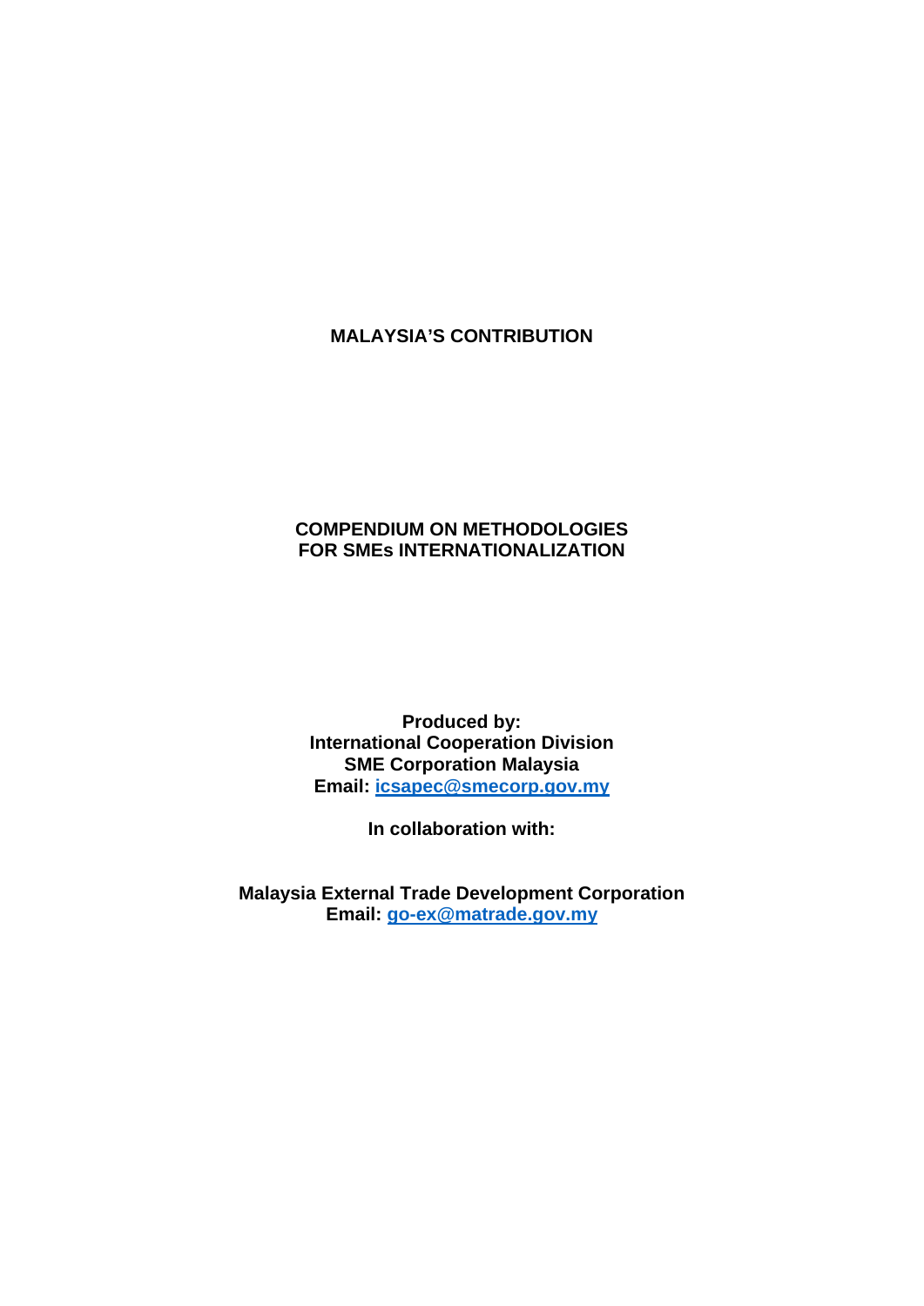# MALAYSIA'S CONTRIBUTION

## COMPENDIUM ON METHODOLOGIES FOR SMEs INTERNATIONALIZATION

**Produced by:**
**International Cooperation Division**
**SME Corporation Malaysia**
**Email: icsapec@smecorp.gov.my**

**In collaboration with:**

**Malaysia External Trade Development Corporation**
**Email: go-ex@matrade.gov.my**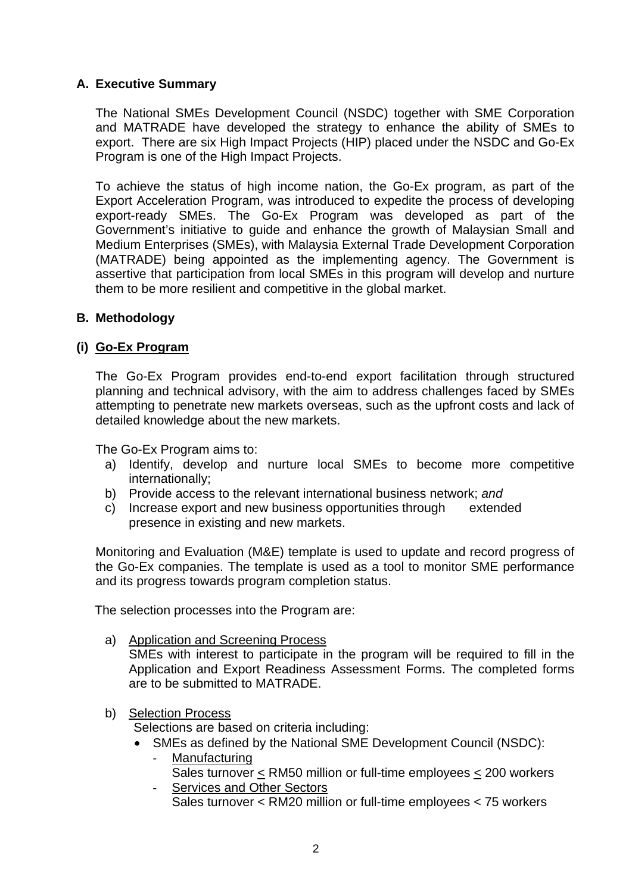## A. Executive Summary

The National SMEs Development Council (NSDC) together with SME Corporation and MATRADE have developed the strategy to enhance the ability of SMEs to export. There are six High Impact Projects (HIP) placed under the NSDC and Go-Ex Program is one of the High Impact Projects.

To achieve the status of high income nation, the Go-Ex program, as part of the Export Acceleration Program, was introduced to expedite the process of developing export-ready SMEs. The Go-Ex Program was developed as part of the Government's initiative to guide and enhance the growth of Malaysian Small and Medium Enterprises (SMEs), with Malaysia External Trade Development Corporation (MATRADE) being appointed as the implementing agency. The Government is assertive that participation from local SMEs in this program will develop and nurture them to be more resilient and competitive in the global market.

## B. Methodology

### (i) Go-Ex Program

The Go-Ex Program provides end-to-end export facilitation through structured planning and technical advisory, with the aim to address challenges faced by SMEs attempting to penetrate new markets overseas, such as the upfront costs and lack of detailed knowledge about the new markets.

The Go-Ex Program aims to:

a) Identify, develop and nurture local SMEs to become more competitive internationally;
b) Provide access to the relevant international business network; *and*
c) Increase export and new business opportunities through extended presence in existing and new markets.

Monitoring and Evaluation (M&E) template is used to update and record progress of the Go-Ex companies. The template is used as a tool to monitor SME performance and its progress towards program completion status.

The selection processes into the Program are:

a) Application and Screening Process
   SMEs with interest to participate in the program will be required to fill in the Application and Export Readiness Assessment Forms. The completed forms are to be submitted to MATRADE.

b) Selection Process
   Selections are based on criteria including:
   - SMEs as defined by the National SME Development Council (NSDC):
     - Manufacturing
       Sales turnover ≤ RM50 million or full-time employees ≤ 200 workers
     - Services and Other Sectors
       Sales turnover < RM20 million or full-time employees < 75 workers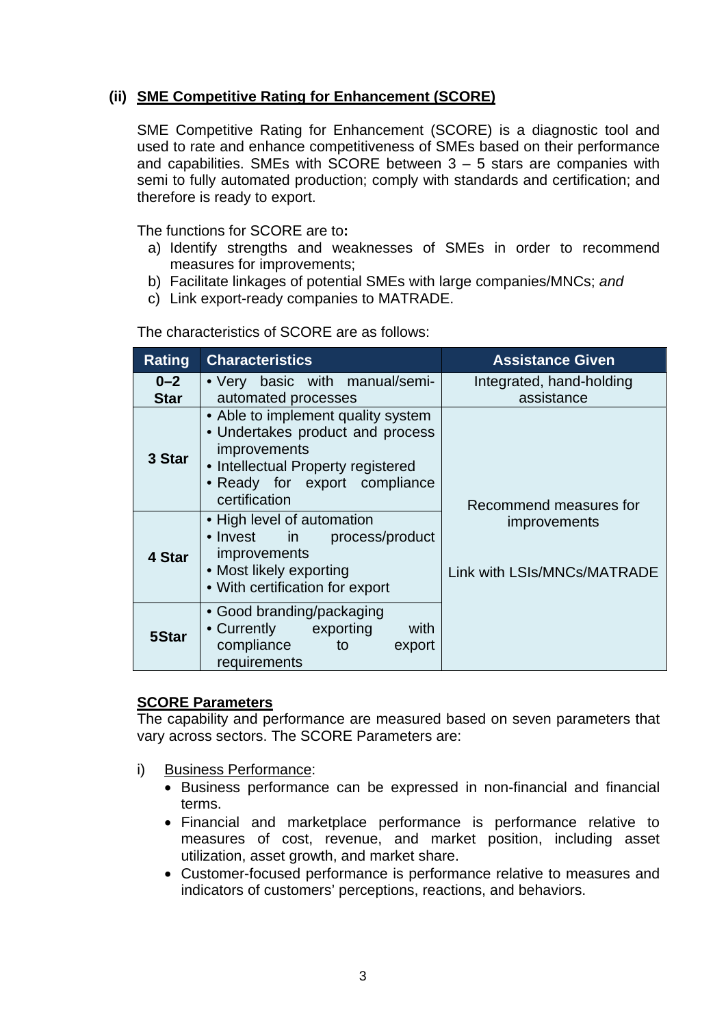### (ii) SME Competitive Rating for Enhancement (SCORE)

SME Competitive Rating for Enhancement (SCORE) is a diagnostic tool and used to rate and enhance competitiveness of SMEs based on their performance and capabilities. SMEs with SCORE between 3 – 5 stars are companies with semi to fully automated production; comply with standards and certification; and therefore is ready to export.

The functions for SCORE are to**:**

a) Identify strengths and weaknesses of SMEs in order to recommend measures for improvements;
b) Facilitate linkages of potential SMEs with large companies/MNCs; *and*
c) Link export-ready companies to MATRADE.

The characteristics of SCORE are as follows:

| Rating | Characteristics | Assistance Given |
|---|---|---|
| **0–2 Star** | • Very basic with manual/semi-automated processes | Integrated, hand-holding assistance |
| **3 Star** | • Able to implement quality system<br>• Undertakes product and process improvements<br>• Intellectual Property registered<br>• Ready for export compliance certification | Recommend measures for improvements<br><br>Link with LSIs/MNCs/MATRADE |
| **4 Star** | • High level of automation<br>• Invest in process/product improvements<br>• Most likely exporting<br>• With certification for export | |
| **5Star** | • Good branding/packaging<br>• Currently exporting with compliance to export requirements | |

**SCORE Parameters**

The capability and performance are measured based on seven parameters that vary across sectors. The SCORE Parameters are:

i) Business Performance:
- Business performance can be expressed in non-financial and financial terms.
- Financial and marketplace performance is performance relative to measures of cost, revenue, and market position, including asset utilization, asset growth, and market share.
- Customer-focused performance is performance relative to measures and indicators of customers' perceptions, reactions, and behaviors.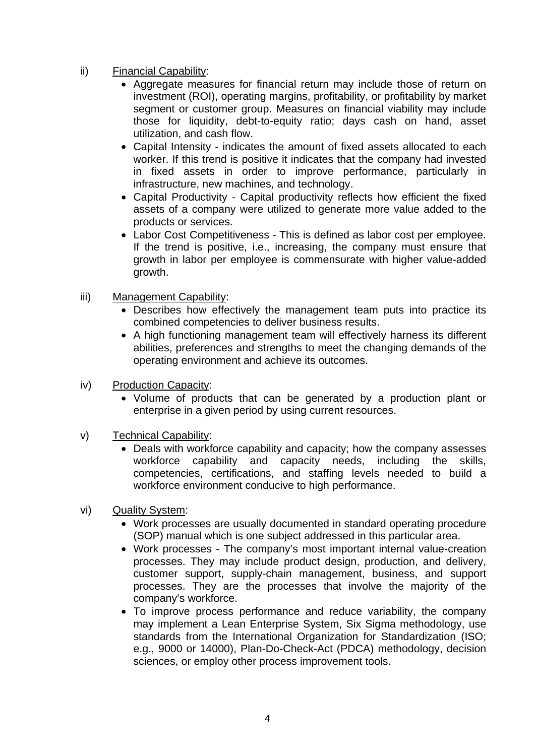ii) <u>Financial Capability</u>:

- Aggregate measures for financial return may include those of return on investment (ROI), operating margins, profitability, or profitability by market segment or customer group. Measures on financial viability may include those for liquidity, debt-to-equity ratio; days cash on hand, asset utilization, and cash flow.
- Capital Intensity - indicates the amount of fixed assets allocated to each worker. If this trend is positive it indicates that the company had invested in fixed assets in order to improve performance, particularly in infrastructure, new machines, and technology.
- Capital Productivity - Capital productivity reflects how efficient the fixed assets of a company were utilized to generate more value added to the products or services.
- Labor Cost Competitiveness - This is defined as labor cost per employee. If the trend is positive, i.e., increasing, the company must ensure that growth in labor per employee is commensurate with higher value-added growth.

iii) <u>Management Capability</u>:

- Describes how effectively the management team puts into practice its combined competencies to deliver business results.
- A high functioning management team will effectively harness its different abilities, preferences and strengths to meet the changing demands of the operating environment and achieve its outcomes.

iv) <u>Production Capacity</u>:

- Volume of products that can be generated by a production plant or enterprise in a given period by using current resources.

v) <u>Technical Capability</u>:

- Deals with workforce capability and capacity; how the company assesses workforce capability and capacity needs, including the skills, competencies, certifications, and staffing levels needed to build a workforce environment conducive to high performance.

vi) <u>Quality System</u>:

- Work processes are usually documented in standard operating procedure (SOP) manual which is one subject addressed in this particular area.
- Work processes - The company's most important internal value-creation processes. They may include product design, production, and delivery, customer support, supply-chain management, business, and support processes. They are the processes that involve the majority of the company's workforce.
- To improve process performance and reduce variability, the company may implement a Lean Enterprise System, Six Sigma methodology, use standards from the International Organization for Standardization (ISO; e.g., 9000 or 14000), Plan-Do-Check-Act (PDCA) methodology, decision sciences, or employ other process improvement tools.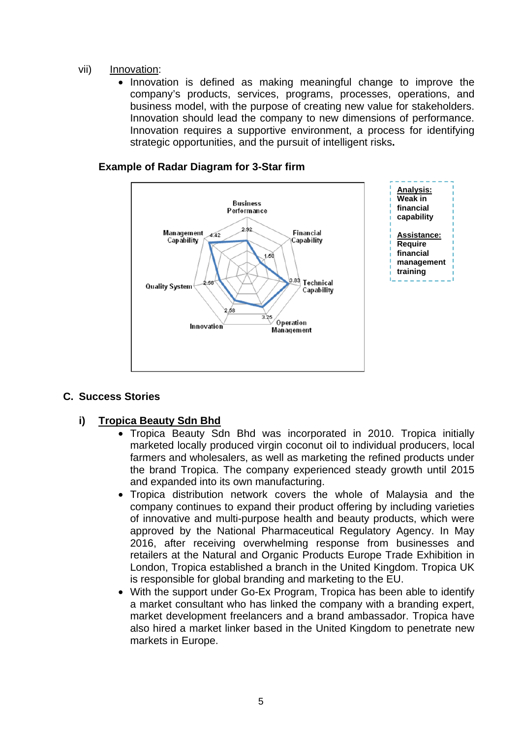vii) Innovation:

- Innovation is defined as making meaningful change to improve the company's products, services, programs, processes, operations, and business model, with the purpose of creating new value for stakeholders. Innovation should lead the company to new dimensions of performance. Innovation requires a supportive environment, a process for identifying strategic opportunities, and the pursuit of intelligent risks**.**

**Example of Radar Diagram for 3-Star firm**

Business Performance 2.92
Financial Capability 1.58
Technical Capability 3.83
Operation Management 3.25
Innovation 2.58
Quality System 2.58
Management Capability 4.42

**Analysis:** Weak in financial capability

**Assistance:** Require financial management training

## C. Success Stories

### i) Tropica Beauty Sdn Bhd

- Tropica Beauty Sdn Bhd was incorporated in 2010. Tropica initially marketed locally produced virgin coconut oil to individual producers, local farmers and wholesalers, as well as marketing the refined products under the brand Tropica. The company experienced steady growth until 2015 and expanded into its own manufacturing.
- Tropica distribution network covers the whole of Malaysia and the company continues to expand their product offering by including varieties of innovative and multi-purpose health and beauty products, which were approved by the National Pharmaceutical Regulatory Agency. In May 2016, after receiving overwhelming response from businesses and retailers at the Natural and Organic Products Europe Trade Exhibition in London, Tropica established a branch in the United Kingdom. Tropica UK is responsible for global branding and marketing to the EU.
- With the support under Go-Ex Program, Tropica has been able to identify a market consultant who has linked the company with a branding expert, market development freelancers and a brand ambassador. Tropica have also hired a market linker based in the United Kingdom to penetrate new markets in Europe.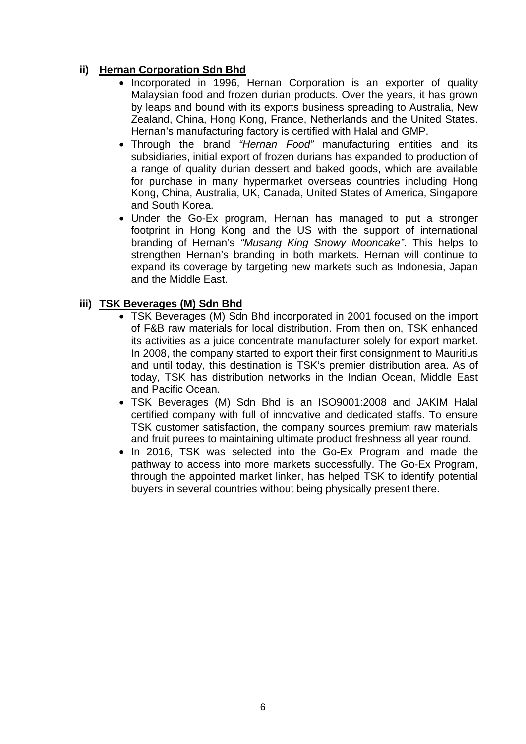**ii) Hernan Corporation Sdn Bhd**

- Incorporated in 1996, Hernan Corporation is an exporter of quality Malaysian food and frozen durian products. Over the years, it has grown by leaps and bound with its exports business spreading to Australia, New Zealand, China, Hong Kong, France, Netherlands and the United States. Hernan's manufacturing factory is certified with Halal and GMP.
- Through the brand *"Hernan Food"* manufacturing entities and its subsidiaries, initial export of frozen durians has expanded to production of a range of quality durian dessert and baked goods, which are available for purchase in many hypermarket overseas countries including Hong Kong, China, Australia, UK, Canada, United States of America, Singapore and South Korea.
- Under the Go-Ex program, Hernan has managed to put a stronger footprint in Hong Kong and the US with the support of international branding of Hernan's *"Musang King Snowy Mooncake"*. This helps to strengthen Hernan's branding in both markets. Hernan will continue to expand its coverage by targeting new markets such as Indonesia, Japan and the Middle East.

**iii) TSK Beverages (M) Sdn Bhd**

- TSK Beverages (M) Sdn Bhd incorporated in 2001 focused on the import of F&B raw materials for local distribution. From then on, TSK enhanced its activities as a juice concentrate manufacturer solely for export market. In 2008, the company started to export their first consignment to Mauritius and until today, this destination is TSK's premier distribution area. As of today, TSK has distribution networks in the Indian Ocean, Middle East and Pacific Ocean.
- TSK Beverages (M) Sdn Bhd is an ISO9001:2008 and JAKIM Halal certified company with full of innovative and dedicated staffs. To ensure TSK customer satisfaction, the company sources premium raw materials and fruit purees to maintaining ultimate product freshness all year round.
- In 2016, TSK was selected into the Go-Ex Program and made the pathway to access into more markets successfully. The Go-Ex Program, through the appointed market linker, has helped TSK to identify potential buyers in several countries without being physically present there.